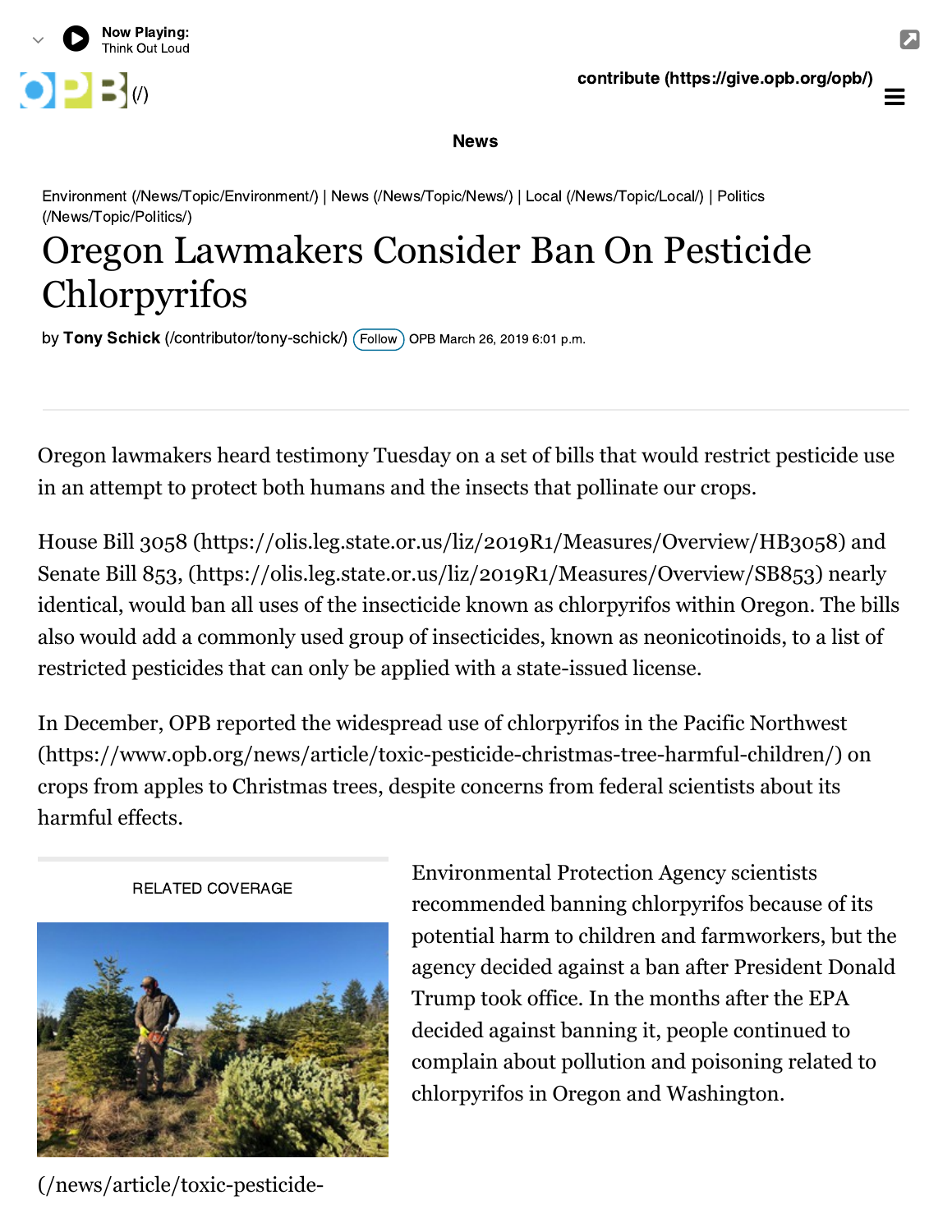Now Playing:
Think Out Loud

contribute (https://give.opb.org/opb/)

News

Environment (/News/Topic/Environment/) | News (/News/Topic/News/) | Local (/News/Topic/Local/) | Politics (/News/Topic/Politics/)

# Oregon Lawmakers Consider Ban On Pesticide Chlorpyrifos

by **Tony Schick** (/contributor/tony-schick/) Follow OPB March 26, 2019 6:01 p.m.

Oregon lawmakers heard testimony Tuesday on a set of bills that would restrict pesticide use in an attempt to protect both humans and the insects that pollinate our crops.

House Bill 3058 (https://olis.leg.state.or.us/liz/2019R1/Measures/Overview/HB3058) and Senate Bill 853, (https://olis.leg.state.or.us/liz/2019R1/Measures/Overview/SB853) nearly identical, would ban all uses of the insecticide known as chlorpyrifos within Oregon. The bills also would add a commonly used group of insecticides, known as neonicotinoids, to a list of restricted pesticides that can only be applied with a state-issued license.

In December, OPB reported the widespread use of chlorpyrifos in the Pacific Northwest (https://www.opb.org/news/article/toxic-pesticide-christmas-tree-harmful-children/) on crops from apples to Christmas trees, despite concerns from federal scientists about its harmful effects.

RELATED COVERAGE

(/news/article/toxic-pesticide-

Environmental Protection Agency scientists recommended banning chlorpyrifos because of its potential harm to children and farmworkers, but the agency decided against a ban after President Donald Trump took office. In the months after the EPA decided against banning it, people continued to complain about pollution and poisoning related to chlorpyrifos in Oregon and Washington.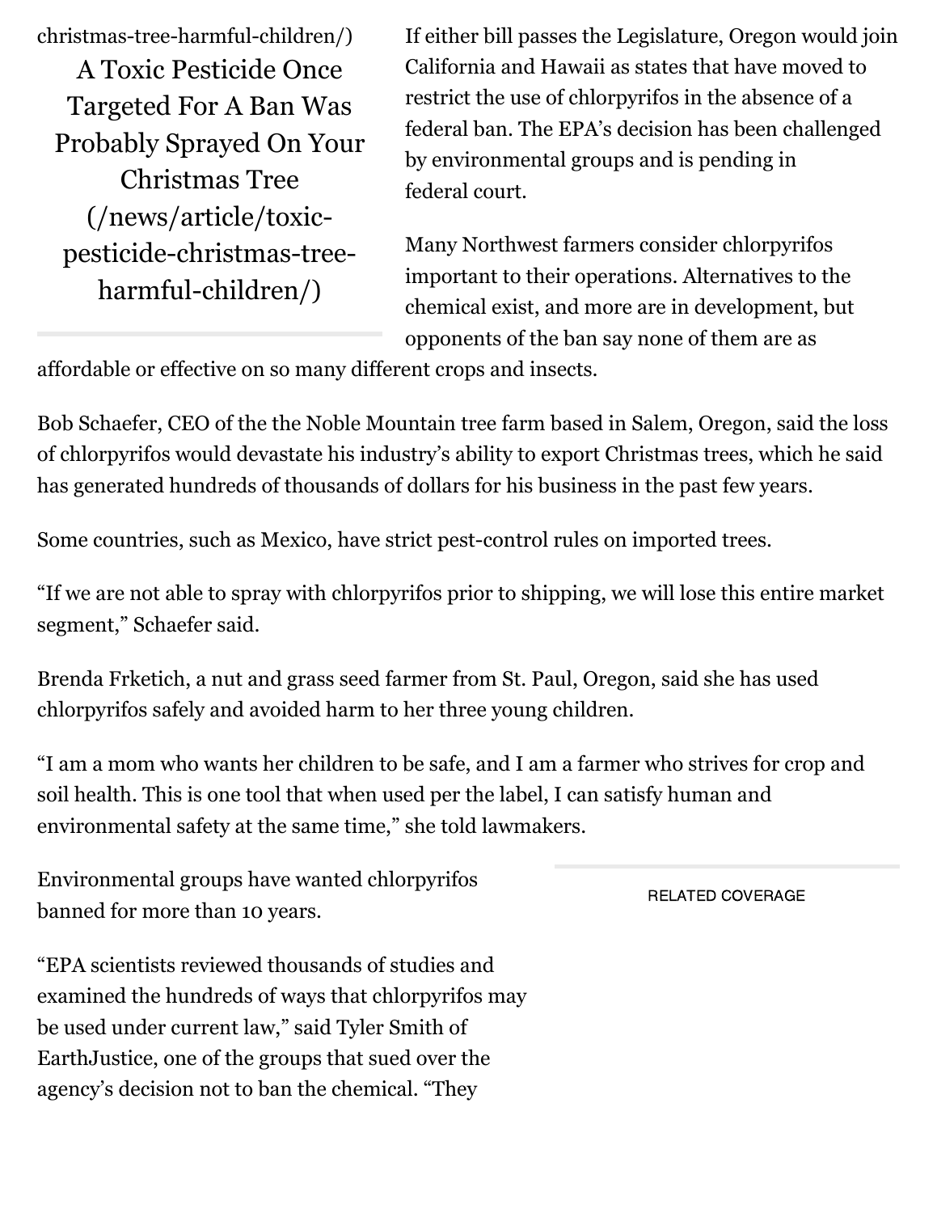christmas-tree-harmful-children/)

A Toxic Pesticide Once Targeted For A Ban Was Probably Sprayed On Your Christmas Tree (/news/article/toxic-pesticide-christmas-tree-harmful-children/)

If either bill passes the Legislature, Oregon would join California and Hawaii as states that have moved to restrict the use of chlorpyrifos in the absence of a federal ban. The EPA's decision has been challenged by environmental groups and is pending in federal court.

Many Northwest farmers consider chlorpyrifos important to their operations. Alternatives to the chemical exist, and more are in development, but opponents of the ban say none of them are as affordable or effective on so many different crops and insects.

Bob Schaefer, CEO of the the Noble Mountain tree farm based in Salem, Oregon, said the loss of chlorpyrifos would devastate his industry's ability to export Christmas trees, which he said has generated hundreds of thousands of dollars for his business in the past few years.

Some countries, such as Mexico, have strict pest-control rules on imported trees.

"If we are not able to spray with chlorpyrifos prior to shipping, we will lose this entire market segment," Schaefer said.

Brenda Frketich, a nut and grass seed farmer from St. Paul, Oregon, said she has used chlorpyrifos safely and avoided harm to her three young children.

"I am a mom who wants her children to be safe, and I am a farmer who strives for crop and soil health. This is one tool that when used per the label, I can satisfy human and environmental safety at the same time," she told lawmakers.

RELATED COVERAGE

Environmental groups have wanted chlorpyrifos banned for more than 10 years.

"EPA scientists reviewed thousands of studies and examined the hundreds of ways that chlorpyrifos may be used under current law," said Tyler Smith of EarthJustice, one of the groups that sued over the agency's decision not to ban the chemical. "They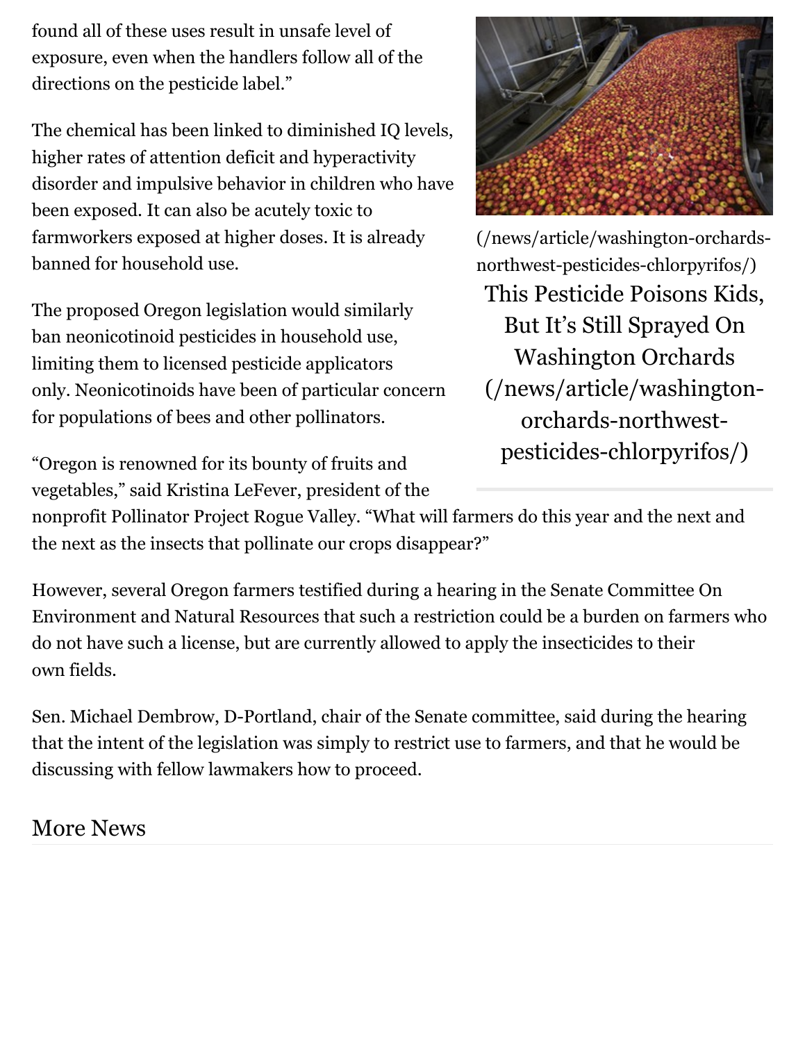found all of these uses result in unsafe level of exposure, even when the handlers follow all of the directions on the pesticide label."

The chemical has been linked to diminished IQ levels, higher rates of attention deficit and hyperactivity disorder and impulsive behavior in children who have been exposed. It can also be acutely toxic to farmworkers exposed at higher doses. It is already banned for household use.

(/news/article/washington-orchards-northwest-pesticides-chlorpyrifos/)

This Pesticide Poisons Kids, But It's Still Sprayed On Washington Orchards (/news/article/washington-orchards-northwest-pesticides-chlorpyrifos/)

The proposed Oregon legislation would similarly ban neonicotinoid pesticides in household use, limiting them to licensed pesticide applicators only. Neonicotinoids have been of particular concern for populations of bees and other pollinators.

"Oregon is renowned for its bounty of fruits and vegetables," said Kristina LeFever, president of the nonprofit Pollinator Project Rogue Valley. "What will farmers do this year and the next and the next as the insects that pollinate our crops disappear?"

However, several Oregon farmers testified during a hearing in the Senate Committee On Environment and Natural Resources that such a restriction could be a burden on farmers who do not have such a license, but are currently allowed to apply the insecticides to their own fields.

Sen. Michael Dembrow, D-Portland, chair of the Senate committee, said during the hearing that the intent of the legislation was simply to restrict use to farmers, and that he would be discussing with fellow lawmakers how to proceed.

## More News